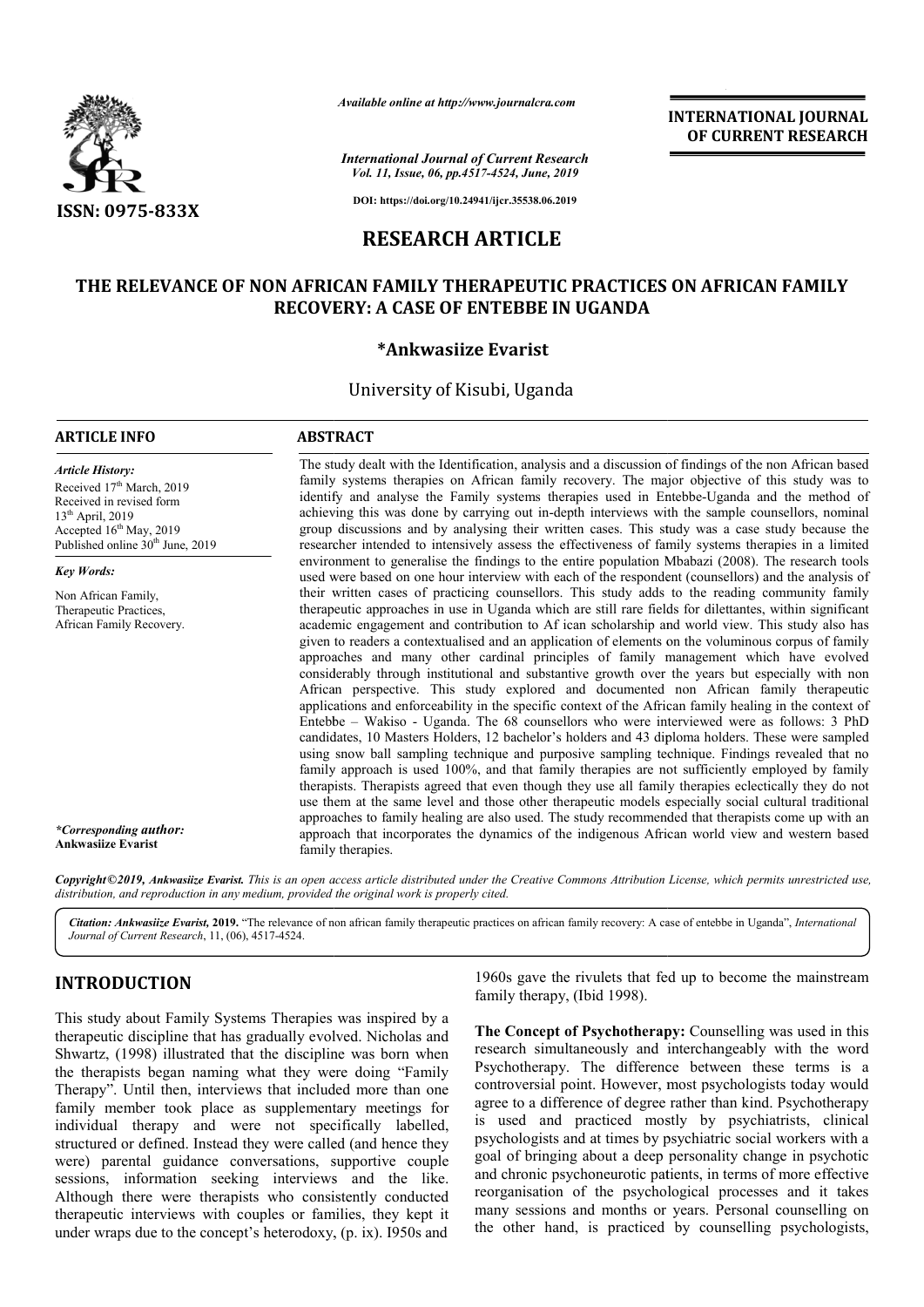# RESEARCH ARTICLE

## THE RELEVANCE OF NON AFRICAN FAMILY THERAPEUTIC PRACTICES ON AFRICAN FAMILY RECOVERY: A CASE OF ENTEBBE IN UGANDA

**\*Ankwasiize Evarist**

University of Kisubi, Uganda

### ARTICLE INFO

*Article History:*

Received 17th March, 2019
Received in revised form 13th April, 2019
Accepted 16th May, 2019
Published online 30th June, 2019

*Key Words:*

Non African Family, Therapeutic Practices, African Family Recovery.

*\*Corresponding author:* **Ankwasiize Evarist**

### ABSTRACT

The study dealt with the Identification, analysis and a discussion of findings of the non African based family systems therapies on African family recovery. The major objective of this study was to identify and analyse the Family systems therapies used in Entebbe-Uganda and the method of achieving this was done by carrying out in-depth interviews with the sample counsellors, nominal group discussions and by analysing their written cases. This study was a case study because the researcher intended to intensively assess the effectiveness of family systems therapies in a limited environment to generalise the findings to the entire population Mbabazi (2008). The research tools used were based on one hour interview with each of the respondent (counsellors) and the analysis of their written cases of practicing counsellors. This study adds to the reading community family therapeutic approaches in use in Uganda which are still rare fields for dilettantes, within significant academic engagement and contribution to Af ican scholarship and world view. This study also has given to readers a contextualised and an application of elements on the voluminous corpus of family approaches and many other cardinal principles of family management which have evolved considerably through institutional and substantive growth over the years but especially with non African perspective. This study explored and documented non African family therapeutic applications and enforceability in the specific context of the African family healing in the context of Entebbe – Wakiso - Uganda. The 68 counsellors who were interviewed were as follows: 3 PhD candidates, 10 Masters Holders, 12 bachelor's holders and 43 diploma holders. These were sampled using snow ball sampling technique and purposive sampling technique. Findings revealed that no family approach is used 100%, and that family therapies are not sufficiently employed by family therapists. Therapists agreed that even though they use all family therapies eclectically they do not use them at the same level and those other therapeutic models especially social cultural traditional approaches to family healing are also used. The study recommended that therapists come up with an approach that incorporates the dynamics of the indigenous African world view and western based family therapies.

*Copyright©2019, Ankwasiize Evarist. This is an open access article distributed under the Creative Commons Attribution License, which permits unrestricted use, distribution, and reproduction in any medium, provided the original work is properly cited.*

***Citation: Ankwasiize Evarist,* 2019.** "The relevance of non african family therapeutic practices on african family recovery: A case of entebbe in Uganda", *International Journal of Current Research*, 11, (06), 4517-4524.

## INTRODUCTION

This study about Family Systems Therapies was inspired by a therapeutic discipline that has gradually evolved. Nicholas and Shwartz, (1998) illustrated that the discipline was born when the therapists began naming what they were doing "Family Therapy". Until then, interviews that included more than one family member took place as supplementary meetings for individual therapy and were not specifically labelled, structured or defined. Instead they were called (and hence they were) parental guidance conversations, supportive couple sessions, information seeking interviews and the like. Although there were therapists who consistently conducted therapeutic interviews with couples or families, they kept it under wraps due to the concept's heterodoxy, (p. ix). I950s and 1960s gave the rivulets that fed up to become the mainstream family therapy, (Ibid 1998).

**The Concept of Psychotherapy:** Counselling was used in this research simultaneously and interchangeably with the word Psychotherapy. The difference between these terms is a controversial point. However, most psychologists today would agree to a difference of degree rather than kind. Psychotherapy is used and practiced mostly by psychiatrists, clinical psychologists and at times by psychiatric social workers with a goal of bringing about a deep personality change in psychotic and chronic psychoneurotic patients, in terms of more effective reorganisation of the psychological processes and it takes many sessions and months or years. Personal counselling on the other hand, is practiced by counselling psychologists,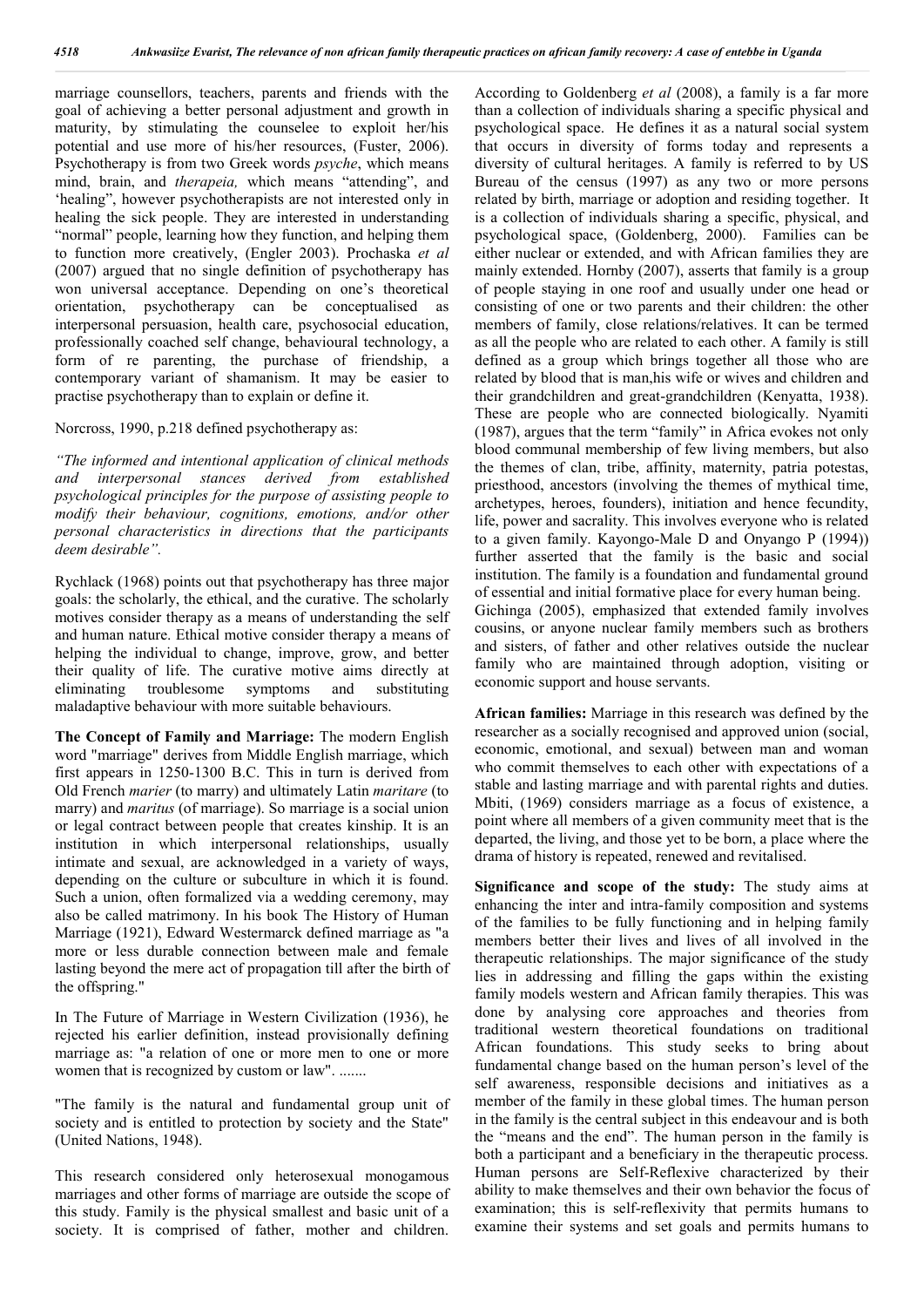marriage counsellors, teachers, parents and friends with the goal of achieving a better personal adjustment and growth in maturity, by stimulating the counselee to exploit her/his potential and use more of his/her resources, (Fuster, 2006). Psychotherapy is from two Greek words *psyche*, which means mind, brain, and *therapeia,* which means "attending", and 'healing", however psychotherapists are not interested only in healing the sick people. They are interested in understanding "normal" people, learning how they function, and helping them to function more creatively, (Engler 2003). Prochaska *et al* (2007) argued that no single definition of psychotherapy has won universal acceptance. Depending on one's theoretical orientation, psychotherapy can be conceptualised as interpersonal persuasion, health care, psychosocial education, professionally coached self change, behavioural technology, a form of re parenting, the purchase of friendship, a contemporary variant of shamanism. It may be easier to practise psychotherapy than to explain or define it.

Norcross, 1990, p.218 defined psychotherapy as:

*"The informed and intentional application of clinical methods and interpersonal stances derived from established psychological principles for the purpose of assisting people to modify their behaviour, cognitions, emotions, and/or other personal characteristics in directions that the participants deem desirable".*

Rychlack (1968) points out that psychotherapy has three major goals: the scholarly, the ethical, and the curative. The scholarly motives consider therapy as a means of understanding the self and human nature. Ethical motive consider therapy a means of helping the individual to change, improve, grow, and better their quality of life. The curative motive aims directly at eliminating troublesome symptoms and substituting maladaptive behaviour with more suitable behaviours.

**The Concept of Family and Marriage:** The modern English word "marriage" derives from Middle English marriage, which first appears in 1250-1300 B.C. This in turn is derived from Old French *marier* (to marry) and ultimately Latin *maritare* (to marry) and *maritus* (of marriage). So marriage is a social union or legal contract between people that creates kinship. It is an institution in which interpersonal relationships, usually intimate and sexual, are acknowledged in a variety of ways, depending on the culture or subculture in which it is found. Such a union, often formalized via a wedding ceremony, may also be called matrimony. In his book The History of Human Marriage (1921), Edward Westermarck defined marriage as "a more or less durable connection between male and female lasting beyond the mere act of propagation till after the birth of the offspring."

In The Future of Marriage in Western Civilization (1936), he rejected his earlier definition, instead provisionally defining marriage as: "a relation of one or more men to one or more women that is recognized by custom or law". .......

"The family is the natural and fundamental group unit of society and is entitled to protection by society and the State" (United Nations, 1948).

This research considered only heterosexual monogamous marriages and other forms of marriage are outside the scope of this study. Family is the physical smallest and basic unit of a society. It is comprised of father, mother and children. According to Goldenberg *et al* (2008), a family is a far more than a collection of individuals sharing a specific physical and psychological space. He defines it as a natural social system that occurs in diversity of forms today and represents a diversity of cultural heritages. A family is referred to by US Bureau of the census (1997) as any two or more persons related by birth, marriage or adoption and residing together. It is a collection of individuals sharing a specific, physical, and psychological space, (Goldenberg, 2000). Families can be either nuclear or extended, and with African families they are mainly extended. Hornby (2007), asserts that family is a group of people staying in one roof and usually under one head or consisting of one or two parents and their children: the other members of family, close relations/relatives. It can be termed as all the people who are related to each other. A family is still defined as a group which brings together all those who are related by blood that is man,his wife or wives and children and their grandchildren and great-grandchildren (Kenyatta, 1938). These are people who are connected biologically. Nyamiti (1987), argues that the term "family" in Africa evokes not only blood communal membership of few living members, but also the themes of clan, tribe, affinity, maternity, patria potestas, priesthood, ancestors (involving the themes of mythical time, archetypes, heroes, founders), initiation and hence fecundity, life, power and sacrality. This involves everyone who is related to a given family. Kayongo-Male D and Onyango P (1994)) further asserted that the family is the basic and social institution. The family is a foundation and fundamental ground of essential and initial formative place for every human being. Gichinga (2005), emphasized that extended family involves cousins, or anyone nuclear family members such as brothers and sisters, of father and other relatives outside the nuclear family who are maintained through adoption, visiting or economic support and house servants.

**African families:** Marriage in this research was defined by the researcher as a socially recognised and approved union (social, economic, emotional, and sexual) between man and woman who commit themselves to each other with expectations of a stable and lasting marriage and with parental rights and duties. Mbiti, (1969) considers marriage as a focus of existence, a point where all members of a given community meet that is the departed, the living, and those yet to be born, a place where the drama of history is repeated, renewed and revitalised.

**Significance and scope of the study:** The study aims at enhancing the inter and intra-family composition and systems of the families to be fully functioning and in helping family members better their lives and lives of all involved in the therapeutic relationships. The major significance of the study lies in addressing and filling the gaps within the existing family models western and African family therapies. This was done by analysing core approaches and theories from traditional western theoretical foundations on traditional African foundations. This study seeks to bring about fundamental change based on the human person's level of the self awareness, responsible decisions and initiatives as a member of the family in these global times. The human person in the family is the central subject in this endeavour and is both the "means and the end". The human person in the family is both a participant and a beneficiary in the therapeutic process. Human persons are Self-Reflexive characterized by their ability to make themselves and their own behavior the focus of examination; this is self-reflexivity that permits humans to examine their systems and set goals and permits humans to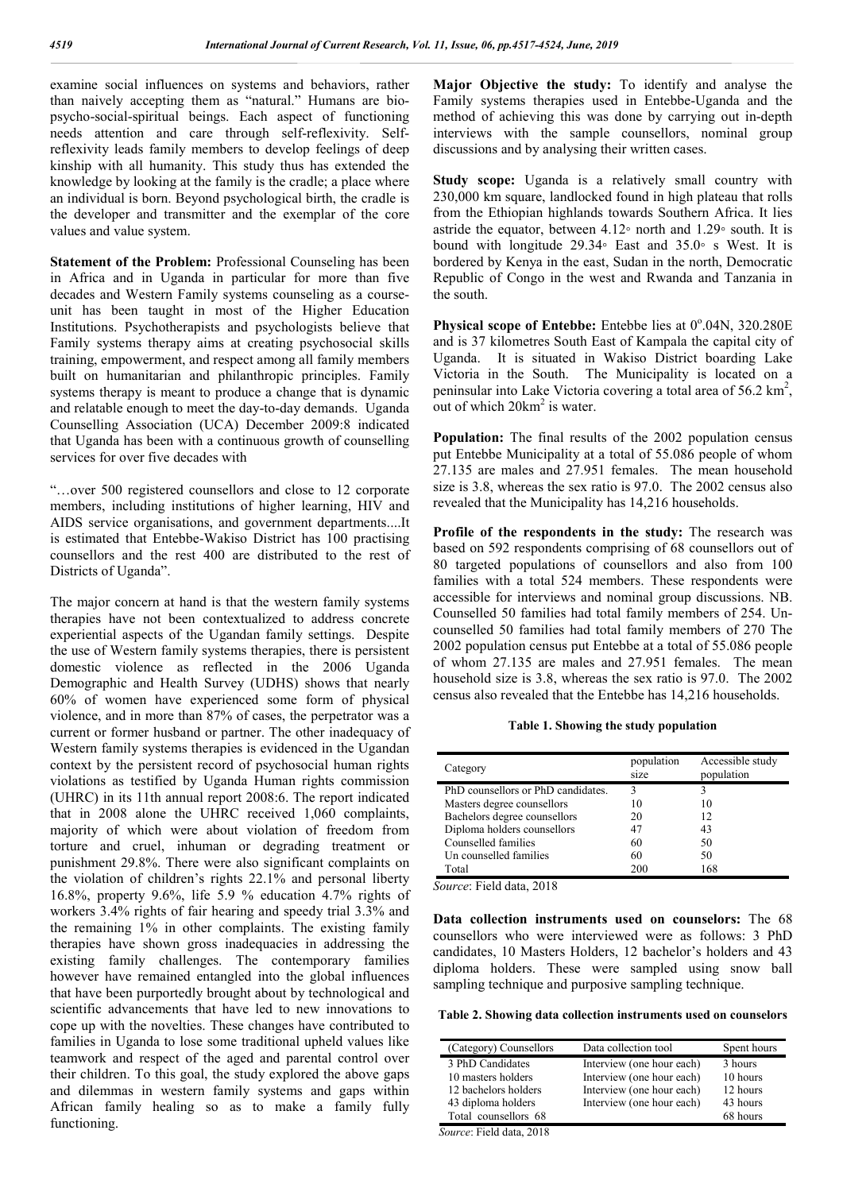examine social influences on systems and behaviors, rather than naively accepting them as "natural." Humans are bio-psycho-social-spiritual beings. Each aspect of functioning needs attention and care through self-reflexivity. Self-reflexivity leads family members to develop feelings of deep kinship with all humanity. This study thus has extended the knowledge by looking at the family is the cradle; a place where an individual is born. Beyond psychological birth, the cradle is the developer and transmitter and the exemplar of the core values and value system.

**Statement of the Problem:** Professional Counseling has been in Africa and in Uganda in particular for more than five decades and Western Family systems counseling as a course-unit has been taught in most of the Higher Education Institutions. Psychotherapists and psychologists believe that Family systems therapy aims at creating psychosocial skills training, empowerment, and respect among all family members built on humanitarian and philanthropic principles. Family systems therapy is meant to produce a change that is dynamic and relatable enough to meet the day-to-day demands. Uganda Counselling Association (UCA) December 2009:8 indicated that Uganda has been with a continuous growth of counselling services for over five decades with

"…over 500 registered counsellors and close to 12 corporate members, including institutions of higher learning, HIV and AIDS service organisations, and government departments....It is estimated that Entebbe-Wakiso District has 100 practising counsellors and the rest 400 are distributed to the rest of Districts of Uganda".

The major concern at hand is that the western family systems therapies have not been contextualized to address concrete experiential aspects of the Ugandan family settings. Despite the use of Western family systems therapies, there is persistent domestic violence as reflected in the 2006 Uganda Demographic and Health Survey (UDHS) shows that nearly 60% of women have experienced some form of physical violence, and in more than 87% of cases, the perpetrator was a current or former husband or partner. The other inadequacy of Western family systems therapies is evidenced in the Ugandan context by the persistent record of psychosocial human rights violations as testified by Uganda Human rights commission (UHRC) in its 11th annual report 2008:6. The report indicated that in 2008 alone the UHRC received 1,060 complaints, majority of which were about violation of freedom from torture and cruel, inhuman or degrading treatment or punishment 29.8%. There were also significant complaints on the violation of children's rights 22.1% and personal liberty 16.8%, property 9.6%, life 5.9 % education 4.7% rights of workers 3.4% rights of fair hearing and speedy trial 3.3% and the remaining 1% in other complaints. The existing family therapies have shown gross inadequacies in addressing the existing family challenges. The contemporary families however have remained entangled into the global influences that have been purportedly brought about by technological and scientific advancements that have led to new innovations to cope up with the novelties. These changes have contributed to families in Uganda to lose some traditional upheld values like teamwork and respect of the aged and parental control over their children. To this goal, the study explored the above gaps and dilemmas in western family systems and gaps within African family healing so as to make a family fully functioning.

**Major Objective the study:** To identify and analyse the Family systems therapies used in Entebbe-Uganda and the method of achieving this was done by carrying out in-depth interviews with the sample counsellors, nominal group discussions and by analysing their written cases.

**Study scope:** Uganda is a relatively small country with 230,000 km square, landlocked found in high plateau that rolls from the Ethiopian highlands towards Southern Africa. It lies astride the equator, between 4.12◦ north and 1.29◦ south. It is bound with longitude 29.34◦ East and 35.0◦ s West. It is bordered by Kenya in the east, Sudan in the north, Democratic Republic of Congo in the west and Rwanda and Tanzania in the south.

**Physical scope of Entebbe:** Entebbe lies at 0°.04N, 320.280E and is 37 kilometres South East of Kampala the capital city of Uganda. It is situated in Wakiso District boarding Lake Victoria in the South. The Municipality is located on a peninsular into Lake Victoria covering a total area of 56.2 km$^2$, out of which 20km$^2$ is water.

**Population:** The final results of the 2002 population census put Entebbe Municipality at a total of 55.086 people of whom 27.135 are males and 27.951 females. The mean household size is 3.8, whereas the sex ratio is 97.0. The 2002 census also revealed that the Municipality has 14,216 households.

**Profile of the respondents in the study:** The research was based on 592 respondents comprising of 68 counsellors out of 80 targeted populations of counsellors and also from 100 families with a total 524 members. These respondents were accessible for interviews and nominal group discussions. NB. Counselled 50 families had total family members of 254. Un-counselled 50 families had total family members of 270 The 2002 population census put Entebbe at a total of 55.086 people of whom 27.135 are males and 27.951 females. The mean household size is 3.8, whereas the sex ratio is 97.0. The 2002 census also revealed that the Entebbe has 14,216 households.

**Table 1. Showing the study population**

| Category | population size | Accessible study population |
|---|---|---|
| PhD counsellors or PhD candidates. | 3 | 3 |
| Masters degree counsellors | 10 | 10 |
| Bachelors degree counsellors | 20 | 12 |
| Diploma holders counsellors | 47 | 43 |
| Counselled families | 60 | 50 |
| Un counselled families | 60 | 50 |
| Total | 200 | 168 |

*Source*: Field data, 2018

**Data collection instruments used on counselors:** The 68 counsellors who were interviewed were as follows: 3 PhD candidates, 10 Masters Holders, 12 bachelor's holders and 43 diploma holders. These were sampled using snow ball sampling technique and purposive sampling technique.

**Table 2. Showing data collection instruments used on counselors**

| (Category) Counsellors | Data collection tool | Spent hours |
|---|---|---|
| 3 PhD Candidates | Interview (one hour each) | 3 hours |
| 10 masters holders | Interview (one hour each) | 10 hours |
| 12 bachelors holders | Interview (one hour each) | 12 hours |
| 43 diploma holders | Interview (one hour each) | 43 hours |
| Total counsellors 68 | | 68 hours |

*Source*: Field data, 2018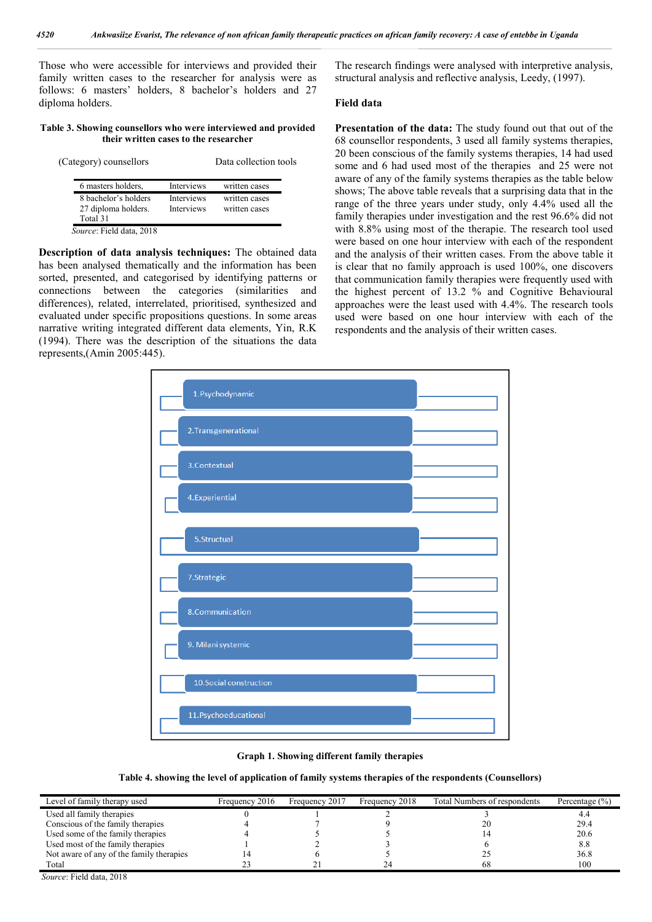Those who were accessible for interviews and provided their family written cases to the researcher for analysis were as follows: 6 masters' holders, 8 bachelor's holders and 27 diploma holders.

**Table 3. Showing counsellors who were interviewed and provided their written cases to the researcher**

| (Category) counsellors | Data collection tools | |
|---|---|---|
| 6 masters holders, | Interviews | written cases |
| 8 bachelor's holders | Interviews | written cases |
| 27 diploma holders. | Interviews | written cases |
| Total 31 | | |

*Source*: Field data, 2018

**Description of data analysis techniques:** The obtained data has been analysed thematically and the information has been sorted, presented, and categorised by identifying patterns or connections between the categories (similarities and differences), related, interrelated, prioritised, synthesized and evaluated under specific propositions questions. In some areas narrative writing integrated different data elements, Yin, R.K (1994). There was the description of the situations the data represents,(Amin 2005:445).

The research findings were analysed with interpretive analysis, structural analysis and reflective analysis, Leedy, (1997).

**Field data**

**Presentation of the data:** The study found out that out of the 68 counsellor respondents, 3 used all family systems therapies, 20 been conscious of the family systems therapies, 14 had used some and 6 had used most of the therapies and 25 were not aware of any of the family systems therapies as the table below shows; The above table reveals that a surprising data that in the range of the three years under study, only 4.4% used all the family therapies under investigation and the rest 96.6% did not with 8.8% using most of the therapie. The research tool used were based on one hour interview with each of the respondent and the analysis of their written cases. From the above table it is clear that no family approach is used 100%, one discovers that communication family therapies were frequently used with the highest percent of 13.2 % and Cognitive Behavioural approaches were the least used with 4.4%. The research tools used were based on one hour interview with each of the respondents and the analysis of their written cases.

1.Psychodynamic

2.Transgenerational

3.Contextual

4.Experiential

5.Structual

7.Strategic

8.Communication

9. Milani systemic

10.Social construction

11.Psychoeducational

**Graph 1. Showing different family therapies**

**Table 4. showing the level of application of family systems therapies of the respondents (Counsellors)**

| Level of family therapy used | Frequency 2016 | Frequency 2017 | Frequency 2018 | Total Numbers of respondents | Percentage (%) |
|---|---|---|---|---|---|
| Used all family therapies | 0 | 1 | 2 | 3 | 4.4 |
| Conscious of the family therapies | 4 | 7 | 9 | 20 | 29.4 |
| Used some of the family therapies | 4 | 5 | 5 | 14 | 20.6 |
| Used most of the family therapies | 1 | 2 | 3 | 6 | 8.8 |
| Not aware of any of the family therapies | 14 | 6 | 5 | 25 | 36.8 |
| Total | 23 | 21 | 24 | 68 | 100 |

*Source*: Field data, 2018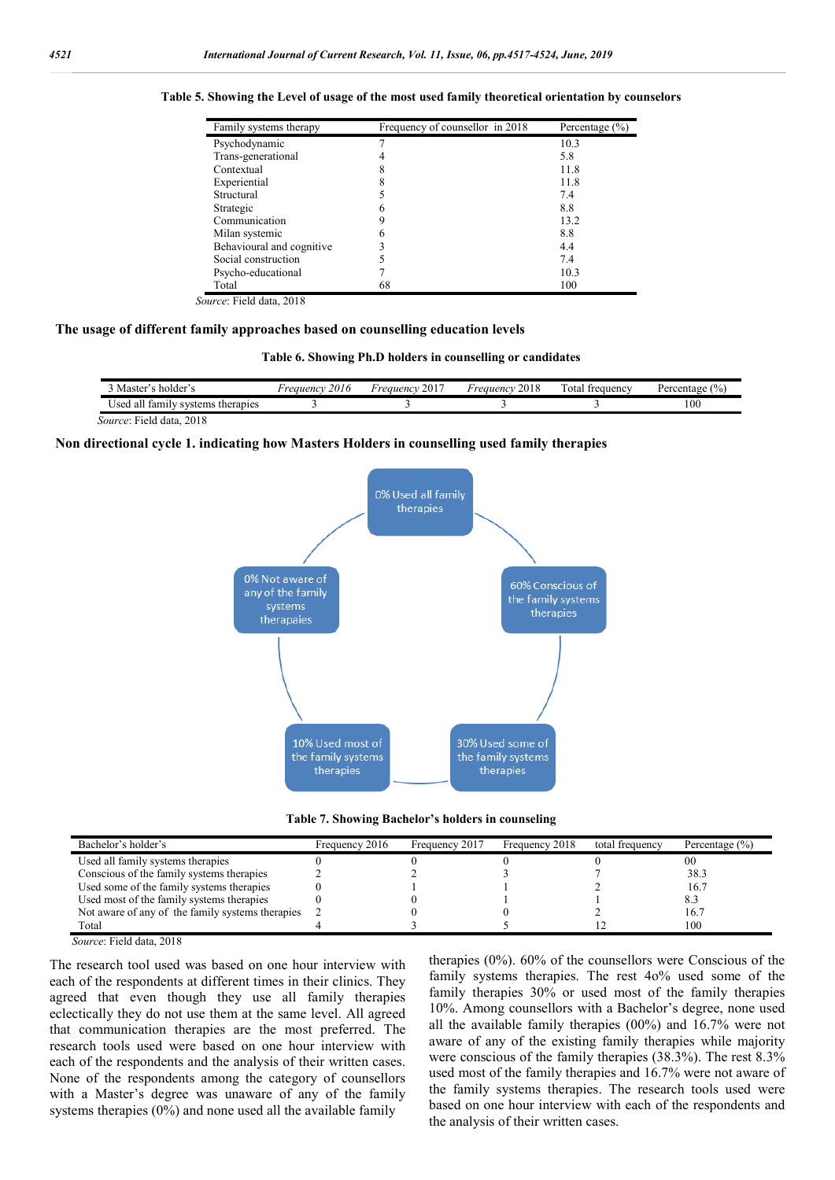**Table 5. Showing the Level of usage of the most used family theoretical orientation by counselors**

| Family systems therapy | Frequency of counsellor in 2018 | Percentage (%) |
|---|---|---|
| Psychodynamic | 7 | 10.3 |
| Trans-generational | 4 | 5.8 |
| Contextual | 8 | 11.8 |
| Experiential | 8 | 11.8 |
| Structural | 5 | 7.4 |
| Strategic | 6 | 8.8 |
| Communication | 9 | 13.2 |
| Milan systemic | 6 | 8.8 |
| Behavioural and cognitive | 3 | 4.4 |
| Social construction | 5 | 7.4 |
| Psycho-educational | 7 | 10.3 |
| Total | 68 | 100 |

*Source*: Field data, 2018

**The usage of different family approaches based on counselling education levels**

**Table 6. Showing Ph.D holders in counselling or candidates**

| 3 Master's holder's | *Frequency 2016* | *Frequency* 2017 | *Frequency* 2018 | Total frequency | Percentage (%) |
|---|---|---|---|---|---|
| Used all family systems therapies | 3 | 3 | 3 | 3 | 100 |

*Source*: Field data, 2018

**Non directional cycle 1. indicating how Masters Holders in counselling used family therapies**

0% Used all family therapies

60% Conscious of the family systems therapies

30% Used some of the family systems therapies

10% Used most of the family systems therapies

0% Not aware of any of the family systems therapaies

**Table 7. Showing Bachelor's holders in counseling**

| Bachelor's holder's | Frequency 2016 | Frequency 2017 | Frequency 2018 | total frequency | Percentage (%) |
|---|---|---|---|---|---|
| Used all family systems therapies | 0 | 0 | 0 | 0 | 00 |
| Conscious of the family systems therapies | 2 | 2 | 3 | 7 | 38.3 |
| Used some of the family systems therapies | 0 | 1 | 1 | 2 | 16.7 |
| Used most of the family systems therapies | 0 | 0 | 1 | 1 | 8.3 |
| Not aware of any of the family systems therapies | 2 | 0 | 0 | 2 | 16.7 |
| Total | 4 | 3 | 5 | 12 | 100 |

*Source*: Field data, 2018

The research tool used was based on one hour interview with each of the respondents at different times in their clinics. They agreed that even though they use all family therapies eclectically they do not use them at the same level. All agreed that communication therapies are the most preferred. The research tools used were based on one hour interview with each of the respondents and the analysis of their written cases. None of the respondents among the category of counsellors with a Master's degree was unaware of any of the family systems therapies (0%) and none used all the available family therapies (0%). 60% of the counsellors were Conscious of the family systems therapies. The rest 4o% used some of the family therapies 30% or used most of the family therapies 10%. Among counsellors with a Bachelor's degree, none used all the available family therapies (00%) and 16.7% were not aware of any of the existing family therapies while majority were conscious of the family therapies (38.3%). The rest 8.3% used most of the family therapies and 16.7% were not aware of the family systems therapies. The research tools used were based on one hour interview with each of the respondents and the analysis of their written cases.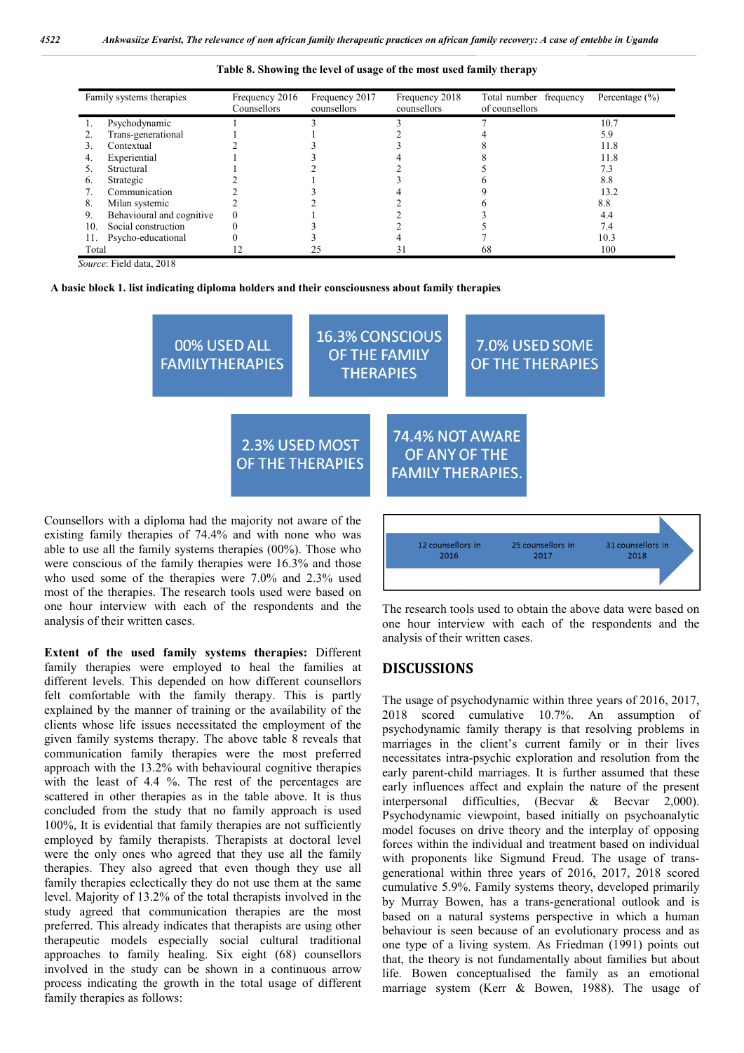**Table 8. Showing the level of usage of the most used family therapy**

| Family systems therapies | Frequency 2016 Counsellors | Frequency 2017 counsellors | Frequency 2018 counsellors | Total number frequency of counsellors | Percentage (%) |
|---|---|---|---|---|---|
| 1. Psychodynamic | 1 | 3 | 3 | 7 | 10.7 |
| 2. Trans-generational | 1 | 1 | 2 | 4 | 5.9 |
| 3. Contextual | 2 | 3 | 3 | 8 | 11.8 |
| 4. Experiential | 1 | 3 | 4 | 8 | 11.8 |
| 5. Structural | 1 | 2 | 2 | 5 | 7.3 |
| 6. Strategic | 2 | 1 | 3 | 6 | 8.8 |
| 7. Communication | 2 | 3 | 4 | 9 | 13.2 |
| 8. Milan systemic | 2 | 2 | 2 | 6 | 8.8 |
| 9. Behavioural and cognitive | 0 | 1 | 2 | 3 | 4.4 |
| 10. Social construction | 0 | 3 | 2 | 5 | 7.4 |
| 11. Psycho-educational | 0 | 3 | 4 | 7 | 10.3 |
| Total | 12 | 25 | 31 | 68 | 100 |

*Source*: Field data, 2018

**A basic block 1. list indicating diploma holders and their consciousness about family therapies**

00% USED ALL FAMILYTHERAPIES

16.3% CONSCIOUS OF THE FAMILY THERAPIES

7.0% USED SOME OF THE THERAPIES

2.3% USED MOST OF THE THERAPIES

74.4% NOT AWARE OF ANY OF THE FAMILY THERAPIES.

Counsellors with a diploma had the majority not aware of the existing family therapies of 74.4% and with none who was able to use all the family systems therapies (00%). Those who were conscious of the family therapies were 16.3% and those who used some of the therapies were 7.0% and 2.3% used most of the therapies. The research tools used were based on one hour interview with each of the respondents and the analysis of their written cases.

**Extent of the used family systems therapies:** Different family therapies were employed to heal the families at different levels. This depended on how different counsellors felt comfortable with the family therapy. This is partly explained by the manner of training or the availability of the clients whose life issues necessitated the employment of the given family systems therapy. The above table 8 reveals that communication family therapies were the most preferred approach with the 13.2% with behavioural cognitive therapies with the least of 4.4 %. The rest of the percentages are scattered in other therapies as in the table above. It is thus concluded from the study that no family approach is used 100%, It is evidential that family therapies are not sufficiently employed by family therapists. Therapists at doctoral level were the only ones who agreed that they use all the family therapies. They also agreed that even though they use all family therapies eclectically they do not use them at the same level. Majority of 13.2% of the total therapists involved in the study agreed that communication therapies are the most preferred. This already indicates that therapists are using other therapeutic models especially social cultural traditional approaches to family healing. Six eight (68) counsellors involved in the study can be shown in a continuous arrow process indicating the growth in the total usage of different family therapies as follows:

12 counsellors in 2016 → 25 counsellors in 2017 → 31 counsellors in 2018

The research tools used to obtain the above data were based on one hour interview with each of the respondents and the analysis of their written cases.

## DISCUSSIONS

The usage of psychodynamic within three years of 2016, 2017, 2018 scored cumulative 10.7%. An assumption of psychodynamic family therapy is that resolving problems in marriages in the client's current family or in their lives necessitates intra-psychic exploration and resolution from the early parent-child marriages. It is further assumed that these early influences affect and explain the nature of the present interpersonal difficulties, (Becvar & Becvar 2,000). Psychodynamic viewpoint, based initially on psychoanalytic model focuses on drive theory and the interplay of opposing forces within the individual and treatment based on individual with proponents like Sigmund Freud. The usage of trans-generational within three years of 2016, 2017, 2018 scored cumulative 5.9%. Family systems theory, developed primarily by Murray Bowen, has a trans-generational outlook and is based on a natural systems perspective in which a human behaviour is seen because of an evolutionary process and as one type of a living system. As Friedman (1991) points out that, the theory is not fundamentally about families but about life. Bowen conceptualised the family as an emotional marriage system (Kerr & Bowen, 1988). The usage of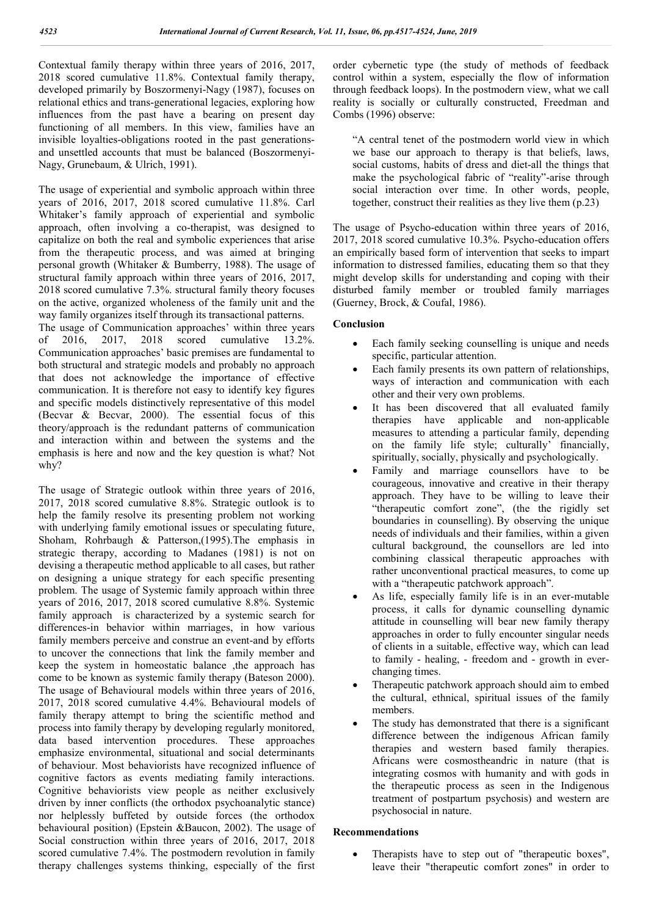Contextual family therapy within three years of 2016, 2017, 2018 scored cumulative 11.8%. Contextual family therapy, developed primarily by Boszormenyi-Nagy (1987), focuses on relational ethics and trans-generational legacies, exploring how influences from the past have a bearing on present day functioning of all members. In this view, families have an invisible loyalties-obligations rooted in the past generations- and unsettled accounts that must be balanced (Boszormenyi-Nagy, Grunebaum, & Ulrich, 1991).

The usage of experiential and symbolic approach within three years of 2016, 2017, 2018 scored cumulative 11.8%. Carl Whitaker's family approach of experiential and symbolic approach, often involving a co-therapist, was designed to capitalize on both the real and symbolic experiences that arise from the therapeutic process, and was aimed at bringing personal growth (Whitaker & Bumberry, 1988). The usage of structural family approach within three years of 2016, 2017, 2018 scored cumulative 7.3%. structural family theory focuses on the active, organized wholeness of the family unit and the way family organizes itself through its transactional patterns.

The usage of Communication approaches' within three years of 2016, 2017, 2018 scored cumulative 13.2%. Communication approaches' basic premises are fundamental to both structural and strategic models and probably no approach that does not acknowledge the importance of effective communication. It is therefore not easy to identify key figures and specific models distinctively representative of this model (Becvar & Becvar, 2000). The essential focus of this theory/approach is the redundant patterns of communication and interaction within and between the systems and the emphasis is here and now and the key question is what? Not why?

The usage of Strategic outlook within three years of 2016, 2017, 2018 scored cumulative 8.8%. Strategic outlook is to help the family resolve its presenting problem not working with underlying family emotional issues or speculating future, Shoham, Rohrbaugh & Patterson,(1995).The emphasis in strategic therapy, according to Madanes (1981) is not on devising a therapeutic method applicable to all cases, but rather on designing a unique strategy for each specific presenting problem. The usage of Systemic family approach within three years of 2016, 2017, 2018 scored cumulative 8.8%. Systemic family approach is characterized by a systemic search for differences-in behavior within marriages, in how various family members perceive and construe an event-and by efforts to uncover the connections that link the family member and keep the system in homeostatic balance ,the approach has come to be known as systemic family therapy (Bateson 2000). The usage of Behavioural models within three years of 2016, 2017, 2018 scored cumulative 4.4%. Behavioural models of family therapy attempt to bring the scientific method and process into family therapy by developing regularly monitored, data based intervention procedures. These approaches emphasize environmental, situational and social determinants of behaviour. Most behaviorists have recognized influence of cognitive factors as events mediating family interactions. Cognitive behaviorists view people as neither exclusively driven by inner conflicts (the orthodox psychoanalytic stance) nor helplessly buffeted by outside forces (the orthodox behavioural position) (Epstein &Baucon, 2002). The usage of Social construction within three years of 2016, 2017, 2018 scored cumulative 7.4%. The postmodern revolution in family therapy challenges systems thinking, especially of the first order cybernetic type (the study of methods of feedback control within a system, especially the flow of information through feedback loops). In the postmodern view, what we call reality is socially or culturally constructed, Freedman and Combs (1996) observe:

> "A central tenet of the postmodern world view in which we base our approach to therapy is that beliefs, laws, social customs, habits of dress and diet-all the things that make the psychological fabric of "reality"-arise through social interaction over time. In other words, people, together, construct their realities as they live them (p.23)

The usage of Psycho-education within three years of 2016, 2017, 2018 scored cumulative 10.3%. Psycho-education offers an empirically based form of intervention that seeks to impart information to distressed families, educating them so that they might develop skills for understanding and coping with their disturbed family member or troubled family marriages (Guerney, Brock, & Coufal, 1986).

## Conclusion

- Each family seeking counselling is unique and needs specific, particular attention.
- Each family presents its own pattern of relationships, ways of interaction and communication with each other and their very own problems.
- It has been discovered that all evaluated family therapies have applicable and non-applicable measures to attending a particular family, depending on the family life style; culturally' financially, spiritually, socially, physically and psychologically.
- Family and marriage counsellors have to be courageous, innovative and creative in their therapy approach. They have to be willing to leave their "therapeutic comfort zone", (the the rigidly set boundaries in counselling). By observing the unique needs of individuals and their families, within a given cultural background, the counsellors are led into combining classical therapeutic approaches with rather unconventional practical measures, to come up with a "therapeutic patchwork approach".
- As life, especially family life is in an ever-mutable process, it calls for dynamic counselling dynamic attitude in counselling will bear new family therapy approaches in order to fully encounter singular needs of clients in a suitable, effective way, which can lead to family - healing, - freedom and - growth in ever-changing times.
- Therapeutic patchwork approach should aim to embed the cultural, ethnical, spiritual issues of the family members.
- The study has demonstrated that there is a significant difference between the indigenous African family therapies and western based family therapies. Africans were cosmostheandric in nature (that is integrating cosmos with humanity and with gods in the therapeutic process as seen in the Indigenous treatment of postpartum psychosis) and western are psychosocial in nature.

## Recommendations

- Therapists have to step out of "therapeutic boxes", leave their "therapeutic comfort zones" in order to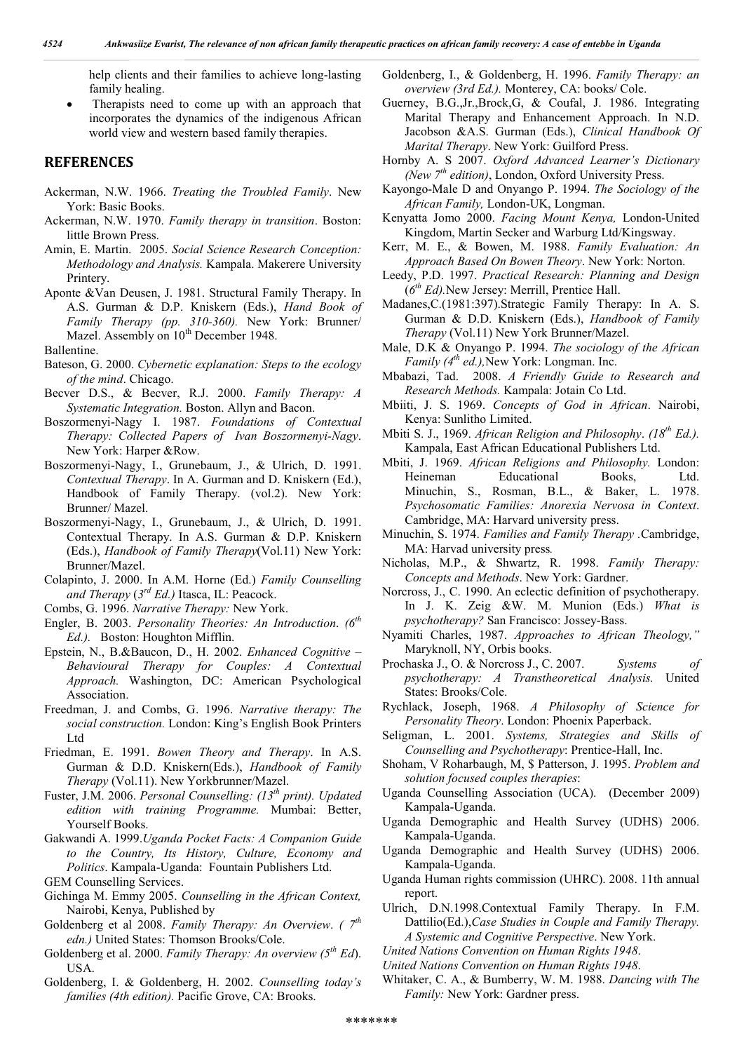help clients and their families to achieve long-lasting family healing.

- Therapists need to come up with an approach that incorporates the dynamics of the indigenous African world view and western based family therapies.

## REFERENCES

Ackerman, N.W. 1966. *Treating the Troubled Family*. New York: Basic Books.

Ackerman, N.W. 1970. *Family therapy in transition*. Boston: little Brown Press.

Amin, E. Martin. 2005. *Social Science Research Conception: Methodology and Analysis.* Kampala. Makerere University Printery.

Aponte &Van Deusen, J. 1981. Structural Family Therapy. In A.S. Gurman & D.P. Kniskern (Eds.), *Hand Book of Family Therapy (pp. 310-360).* New York: Brunner/ Mazel. Assembly on 10th December 1948.

Ballentine.

Bateson, G. 2000. *Cybernetic explanation: Steps to the ecology of the mind*. Chicago.

Becver D.S., & Becver, R.J. 2000. *Family Therapy: A Systematic Integration.* Boston. Allyn and Bacon.

Boszormenyi-Nagy I. 1987. *Foundations of Contextual Therapy: Collected Papers of Ivan Boszormenyi-Nagy*. New York: Harper &Row.

Boszormenyi-Nagy, I., Grunebaum, J., & Ulrich, D. 1991. *Contextual Therapy*. In A. Gurman and D. Kniskern (Ed.), Handbook of Family Therapy. (vol.2). New York: Brunner/ Mazel.

Boszormenyi-Nagy, I., Grunebaum, J., & Ulrich, D. 1991. Contextual Therapy. In A.S. Gurman & D.P. Kniskern (Eds.), *Handbook of Family Therapy*(Vol.11) New York: Brunner/Mazel.

Colapinto, J. 2000. In A.M. Horne (Ed.) *Family Counselling and Therapy* (*3rd Ed.)* Itasca, IL: Peacock.

Combs, G. 1996. *Narrative Therapy:* New York.

Engler, B. 2003. *Personality Theories: An Introduction*. *(6th Ed.).* Boston: Houghton Mifflin.

Epstein, N., B.&Baucon, D., H. 2002. *Enhanced Cognitive – Behavioural Therapy for Couples: A Contextual Approach.* Washington, DC: American Psychological Association.

Freedman, J. and Combs, G. 1996. *Narrative therapy: The social construction.* London: King's English Book Printers Ltd

Friedman, E. 1991. *Bowen Theory and Therapy*. In A.S. Gurman & D.D. Kniskern(Eds.), *Handbook of Family Therapy* (Vol.11). New Yorkbrunner/Mazel.

Fuster, J.M. 2006. *Personal Counselling: (13th print). Updated edition with training Programme.* Mumbai: Better, Yourself Books.

Gakwandi A. 1999.*Uganda Pocket Facts: A Companion Guide to the Country, Its History, Culture, Economy and Politics*. Kampala-Uganda: Fountain Publishers Ltd.

GEM Counselling Services.

Gichinga M. Emmy 2005. *Counselling in the African Context,* Nairobi, Kenya, Published by

Goldenberg et al 2008. *Family Therapy: An Overview*. *( 7th edn.)* United States: Thomson Brooks/Cole.

Goldenberg et al. 2000. *Family Therapy: An overview (5th Ed*). USA.

Goldenberg, I. & Goldenberg, H. 2002. *Counselling today's families (4th edition).* Pacific Grove, CA: Brooks.

Goldenberg, I., & Goldenberg, H. 1996. *Family Therapy: an overview (3rd Ed.).* Monterey, CA: books/ Cole.

Guerney, B.G.,Jr.,Brock,G, & Coufal, J. 1986. Integrating Marital Therapy and Enhancement Approach. In N.D. Jacobson &A.S. Gurman (Eds.), *Clinical Handbook Of Marital Therapy*. New York: Guilford Press.

Hornby A. S 2007. *Oxford Advanced Learner's Dictionary (New 7th edition)*, London, Oxford University Press.

Kayongo-Male D and Onyango P. 1994. *The Sociology of the African Family,* London-UK, Longman.

Kenyatta Jomo 2000. *Facing Mount Kenya,* London-United Kingdom, Martin Secker and Warburg Ltd/Kingsway.

Kerr, M. E., & Bowen, M. 1988. *Family Evaluation: An Approach Based On Bowen Theory*. New York: Norton.

Leedy, P.D. 1997. *Practical Research: Planning and Design* (*6th Ed).*New Jersey: Merrill, Prentice Hall.

Madanes,C.(1981:397).Strategic Family Therapy: In A. S. Gurman & D.D. Kniskern (Eds.), *Handbook of Family Therapy* (Vol.11) New York Brunner/Mazel.

Male, D.K & Onyango P. 1994. *The sociology of the African Family (4th ed.),*New York: Longman. Inc.

Mbabazi, Tad. 2008. *A Friendly Guide to Research and Research Methods.* Kampala: Jotain Co Ltd.

Mbiiti, J. S. 1969. *Concepts of God in African*. Nairobi, Kenya: Sunlitho Limited.

Mbiti S. J., 1969. *African Religion and Philosophy*. *(18th Ed.).* Kampala, East African Educational Publishers Ltd.

Mbiti, J. 1969. *African Religions and Philosophy.* London: Heineman Educational Books, Ltd.

Minuchin, S., Rosman, B.L., & Baker, L. 1978. *Psychosomatic Families: Anorexia Nervosa in Context*. Cambridge, MA: Harvard university press.

Minuchin, S. 1974. *Families and Family Therapy* .Cambridge, MA: Harvad university press*.*

Nicholas, M.P., & Shwartz, R. 1998. *Family Therapy: Concepts and Methods*. New York: Gardner.

Norcross, J., C. 1990. An eclectic definition of psychotherapy. In J. K. Zeig &W. M. Munion (Eds.) *What is psychotherapy?* San Francisco: Jossey-Bass.

Nyamiti Charles, 1987. *Approaches to African Theology,"* Maryknoll, NY, Orbis books.

Prochaska J., O. & Norcross J., C. 2007. *Systems of psychotherapy: A Transtheoretical Analysis.* United States: Brooks/Cole.

Rychlack, Joseph, 1968. *A Philosophy of Science for Personality Theory*. London: Phoenix Paperback.

Seligman, L. 2001. *Systems, Strategies and Skills of Counselling and Psychotherapy*: Prentice-Hall, Inc.

Shoham, V Roharbaugh, M, $ Patterson, J. 1995. *Problem and solution focused couples therapies*:

Uganda Counselling Association (UCA). (December 2009) Kampala-Uganda.

Uganda Demographic and Health Survey (UDHS) 2006. Kampala-Uganda.

Uganda Demographic and Health Survey (UDHS) 2006. Kampala-Uganda.

Uganda Human rights commission (UHRC). 2008. 11th annual report.

Ulrich, D.N.1998.Contextual Family Therapy. In F.M. Dattilio(Ed.),*Case Studies in Couple and Family Therapy. A Systemic and Cognitive Perspective*. New York.

*United Nations Convention on Human Rights 1948*.

*United Nations Convention on Human Rights 1948*.

Whitaker, C. A., & Bumberry, W. M. 1988. *Dancing with The Family:* New York: Gardner press.

\*\*\*\*\*\*\*